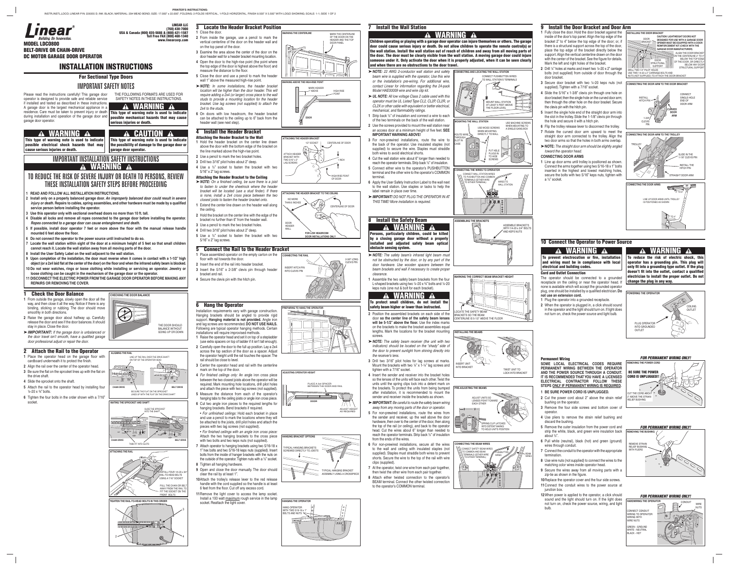# Linear
Building On Innovation.

LINEAR LLC
(760) 438-7000
USA & Canada (800) 835-5666 & (800) 421-1587
Toll Free FAX (800) 468-1340
www.linearcorp.com

## MODEL LDCO800
## BELT-DRIVE OR CHAIN-DRIVE
## DC MOTOR GARAGE DOOR OPERATOR

# INSTALLATION INSTRUCTIONS

### For Sectional Type Doors

## IMPORTANT SAFETY NOTES

Please read the instructions carefully! This garage door operator is designed to provide safe and reliable service if installed and tested as described in these instructions. A garage door is the largest mechanical appliance in a residence. Care must be taken to prevent injury or death during installation and operation of the garage door and garage door operator.

THE FOLLOWING FORMATS ARE USED FOR SAFETY NOTES IN THESE INSTRUCTIONS.

**⚠ WARNING ⚠**
**This type of warning note is used to indicate possible mechanical hazards that may cause serious injuries or death.**

**⚠ WARNING ⚠**
**This type of warning note is used to indicate possible electrical shock hazards that may cause serious injuries or death.**

**⚠ CAUTION ⚠**
**This type of warning note is used to indicate the possibility of damage to the garage door or garage door operator.**

## IMPORTANT INSTALLATION SAFETY INSTRUCTIONS
**⚠ WARNING ⚠**

## TO REDUCE THE RISK OF SEVERE INJURY OR DEATH TO PERSONS, REVIEW THESE INSTALLATION SAFETY STEPS BEFORE PROCEEDING

1. **READ AND FOLLOW ALL INSTALLATION INSTRUCTIONS.**
2. **Install only on a properly balanced garage door. *An improperly balanced door could result in severe injury or death.* Repairs to cables, spring assemblies, and other hardware must be made by a qualified service person before installing the operator.**
3. **Use this operator only with sectional overhead doors no more than 10 ft. tall.**
4. **Disable all locks and remove all ropes connected to the garage door before installing the operator. *Ropes connected to a garage door can cause entanglement and death.***
5. **If possible, install door operator 7 feet or more above the floor with the manual release handle mounted 6 feet above the floor.**
6. **Do not connect the operator to the power source until instructed to do so.**
7. **Locate the wall station within sight of the door at a minimum height of 5 feet so that small children cannot reach it. Locate the wall station away from all moving parts of the door.**
8. **Install the User Safety Label on the wall adjacent to the wall station.**
9. **Upon completion of the installation, the door must reverse when it comes in contact with a 1-1/2" high object (or a 2x4 laid flat at the center of the door) on the floor and when the infrared safety beam is blocked.**
10. **Do not wear watches, rings or loose clothing while installing or servicing an operator. Jewelry or loose clothing can be caught in the mechanism of the garage door or the operator.**
11. **DISCONNECT THE ELECTRIC POWER FROM THE GARAGE DOOR OPERATOR BEFORE MAKING ANY REPAIRS OR REMOVING THE COVER.**

## 1 Check the Door Balance

1. From outside the garage, slowly open the door all the way, and then close it all the way. Notice if there is any binding, sticking or rubbing. The door should move smoothly in both directions.
2. Raise the garage door about halfway up. Carefully release the door and see if the door balances. It should stay in place. Close the door.

➤ ***IMPORTANT:** If the garage door is unbalanced or the door travel isn't smooth, have a qualified garage door professional adjust or repair the door.*

CHECKING THE DOOR BALANCE

THE DOOR SHOULD BALANCE WITHOUT GOING UP OR DOWN

## 2 Attach the Rail to the Operator

1. Place the operator head on the garage floor with cardboard underneath it to protect the finish.
2. Align the rail over the center of the operator head.
3. Be sure the flat on the sprocket lines up with the flat on the drive shaft.
4. Slide the sprocket onto the shaft.
5. Attach the rail to the operator head by installing four ¼-20 x ¾" bolts.
6. Tighten the four bolts in the order shown with a 7/16" socket.

ALIGNING THE RAIL

LINE UP THE RAIL OVER THE DRIVE SHAFT ON TOP OF THE OPERATOR HEAD

CHAIN DRIVE BELT DRIVE

BE SURE THE FLAT ON THE SPROCKET LINES UP WITH THE FLAT ON THE DRIVE SHAFT

MATING THE SPROCKET AND SHAFT

SLIDE THE SPROCKET INTO THE SHAFT

CHAIN DRIVE BELT DRIVE

TABS FIT INTO SLOTS

ATTACHING THE RAIL

INSTALL FOUR 1/4-20 x 3/4" RAIL-TO-HEAD BOLTS USING A 7/16" SOCKET

PULL THE CHAIN OR BELT AWAY FROM THE RAIL TO FIT THE SOCKET ON THE "FRONT" BOLTS

TIGHTEN THE RAIL-TO-HEAD BOLTS IN THIS ORDER

1 2 3 4

## 3 Locate the Header Bracket Position

1. Close the door.
2. From inside the garage, use a pencil to mark the vertical centerline of the door on the header wall and on the top panel of the door.
3. Examine the area above the center of the door on the door header wall for a header bracket mounting location.
4. Open the door to the high-rise point (the point where the top edge of the door is highest above the floor) and measure the distance to the floor.
5. Close the door and use a pencil to mark the header wall 1" above the measured high-rise point.

➤ ***NOTE:** In some installations, the header bracket location will be higher than the door header. This will require adding a 2x4 (or larger) cross piece to the wall studs to provide a mounting location for the header bracket. Use lag screws (not supplied) to attach the 2x4 to the studs.*

6. On doors with low headroom, the header bracket can be attached to the ceiling up to 6" back from the header wall (see next step).

MARKING THE CENTERLINE

MARK THE CENTERLINE OF THE DOOR ON THE HEADER AND THE TOP DOOR PANEL

MARKING ABOVE THE HIGH-RISE POINT

MARK HEADER 1" ABOVE

HIGH-RISE POINT

DOOR

## 4 Install the Header Bracket

**Attaching the Header Bracket to the Wall**

1. Hold the header bracket on the center line drawn above the door with the bottom edge of the bracket on the line marked above the high-rise point.
2. Use a pencil to mark the two bracket holes.
3. Drill two 3/16" pilot holes about 2" deep.
4. Use a ½" socket to fasten the bracket with two 5/16" x 2" lag screws.

**Attaching the Header Bracket to the Ceiling**

➤ ***NOTE:** On a finished ceiling, be sure there is a joist to fasten to under the sheetrock where the header bracket will be located (use a stud finder). If there is none, install a 2x4 cross piece between the two closest joists to fasten the header bracket onto.*

1. Extend the center line drawn on the header wall along the ceiling.
2. Hold the bracket on the center line with the edge of the bracket no further than 6" from the header wall.
3. Use a pencil to mark the two bracket holes.
4. Drill two 3/16" pilot holes about 2" deep.
5. Use a ½" socket to fasten the bracket with two 5/16" x 2" lag screws.

ATTACHING THE HEADER BRACKET

1/2" SOCKET

CENTERLINE OF DOOR

ATTACH HEADER BRACKET WITH TWO 5/16" x 2" LAG SCREWS

1 INCH

HIGH-RISE POINT OF DOOR

ATTACHING THE HEADER BRACKET TO THE CEILING

NO MORE THAN 6 INCHES

CENTERLINE OF DOOR

DOOR HEADER WALL

FOR LOW HEADROOM DOOR INSTALLATIONS ONLY

## 5 Connect the Rail to the Header Bracket

1. Place assembled operator on the empty carton on the floor with rail towards the door.
2. Insert the end of the rail into header bracket.
3. Insert the 5/16" x 2-3/8" clevis pin through header bracket and rail.
4. Secure the clevis pin with the hitch pin.

CONNECTING THE RAIL

2-3/8" LONG CLEVIS PIN

INSERT HITCH PIN INTO CLEVIS PIN

## 6 Hang the Operator

Installation requirements vary with garage construction. Hanging brackets should be angled to provide rigid support. **Hanging material is not provided.** Angle iron and lag screws are recommended. **DO NOT USE NAILS.** Following are typical operator hanging methods. Certain installations will require improvised methods.

1. Raise the operator head and set it on top of a stepladder (use extra spacers on top of ladder if it isn't tall enough).
2. Carefully open the door to the full up position. Lay a 2x4 across the top section of the door as a spacer. Adjust the operator height until the rail touches the spacer. The rail should be close to level.
3. Center the operator head and rail with the centerline mark on the top of the door.
4. *For finished ceilings only:* An angle iron cross piece between the two closest joists above the operator will be required. Mark mounting hole locations, drill pilot holes and attach the piece with two lag screws (not supplied).
5. Measure the distance from each of the operator's hanging tabs to the ceiling joists or angle iron cross piece.
6. Cut two angle iron pieces to the required lengths for hanging brackets. Bend brackets if required.
   - *For unfinished ceilings:* Hold each bracket in place and use a pencil to mark the locations where they will be attached to the joists, drill pilot holes and attach the pieces with two lag screws (not supplied).
   - *For finished ceilings with an angle iron cross piece:* Attach the two hanging brackets to the cross piece with two bolts and two keps nuts (not supplied).
7. Attach operator to hanging brackets using two 5/16-18 x 1" hex bolts and two 5/16-18 keps nuts (supplied). Insert bolts from the inside of hanger brackets with the nuts on the outside of the operator. Tighten nuts with a ½" socket.
8. Tighten all hanging hardware.
9. Open and close the door manually. The door should clear the rail by at least 1".
10. Attach the trolley's release lever to the red release handle with the cord supplied so the handle is at least 6 feet from the floor. Cut off any excess cord.
11. Remove the light cover to access the lamp socket. Install a 100 watt maximum rough service in the lamp socket. Reattach the light cover.

PREPARING TO HANG THE OPERATOR

ADJUSTING OPERATOR HEIGHT

PLACE A 2x4 SPACER BETWEEN THE DOOR AND RAIL

DOOR

ADJUST HEIGHT AS REQUIRED

HANGING BRACKET OPTIONS

TYPICAL HANGING BRACKETS SCREWED DIRECTLY TO JOISTS

TYPICAL HANGING BRACKET ASSEMBLY USING A CROSSPIECE

HANGING THE OPERATOR

HANG OPERATOR WITH TWO 5/16-18 x 1" BOLTS AND NUTS

## 7 Install the Wall Station

**⚠ WARNING**
**Children operating or playing with a garage door operator can injure themselves or others. The garage door could cause serious injury or death. Do not allow children to operate the remote control(s) or the wall station. Install the wall station out of reach of children and away from all moving parts of the door. The door must be clearly visible from the wall station. A moving garage door could injure someone under it. Only activate the door when it is properly adjusted, when it can be seen clearly and when there are no obstructions to the door travel.**

➤ ***NOTE:** 22 AWG 2-conductor wall station and safety beam wire is supplied with the operator. Use this wire or the installation's pre-wiring. For additional wire, contact Linear for information regarding the 24-pack Model HAE00009 wire and wire clip kit.*

➤ ***UL NOTE:** All low voltage Class 2 cable used with this operator must be UL Listed Type CL2, CL2P, CL2R, or CL2X or other cable with equivalent or better electrical, mechanical, and flammability ratings.*

1. Strip back ½" of insulation and connect a wire to each of the two terminals on the back of the wall station.
2. Use the screws provided to mount the wall station near an access door at a minimum height of five feet. **SEE IMPORTANT WARNING ABOVE!**
3. For non-prewired installations, route the wire to the back of the operator. Use insulated staples (not supplied) to secure the wire. Staples must straddle both wires to avoid electrical shorts.
4. Cut the wall station wire about 6" longer than needed to reach the operator terminals. Strip back ½" of insulation.
5. Connect either wire to the operator's PUSHBUTTON terminal and the other wire to the operator's COMMON terminal.
6. Apply the User Safety Instruction Label to the wall next to the wall station. Use staples or tacks to help the label remain in place over time.

➤ ***IMPORTANT!** DO NOT PLUG THE OPERATOR IN AT THIS TIME! More installation is required.*

CONNECTING AND LOCATING THE WALL STATION

CONNECT PUSHBUTTON WIRES TO WALL STATION'S TERMINALS

MOUNT WALL STATION AT LEAST 5 FEET ABOVE THE FLOOR LEVEL

MOUNTING THE WALL STATION

USE WOOD SCREWS WHEN MOUNTING DIRECTLY TO WALL

USE MACHINE SCREWS WHEN MOUNTING TO A SINGLE-GANG BOX

ROUTE WIRE THROUGH SLOT IN CASE

PUT HOLE PLUGS IN TO HIDE SCREWS

CONNECTING THE WIRES TO OPERATOR

CONNECT WALL STATION WIRES TO PUSHBUTTON AND COMMON TERMINALS (EITHER WIRE TO EITHER TERMINAL)

WIRES TO WALL STATION

## 8 Install the Safety Beam

**⚠ WARNING ⚠**
**Persons, particularly children, could be killed by a closing garage door without a properly installed and adjusted safety beam optical obstacle sensing system.**

➤ ***NOTE:** The safety beam's infrared light beam must not be obstructed by the door, or by any part of the door hardware. Use wooden spacers between the beam brackets and wall if necessary to create proper clearance.*

1. Assemble the two safety beam brackets from the four L-shaped brackets using two ¼-20 x ¾" bolts and ¼-20 keps nuts (one nut & bolt for each bracket).

**⚠ WARNING ⚠**
**To protect small children, do not install the safety beam higher or lower than instructed.**

2. Position the assembled brackets on each side of the door **so the center line of the safety beam lenses will be 5-1/2" above the floor.** Use the index marks on the brackets to make the bracket assemblies equal lengths. Mark the locations for the bracket mounting screws.

➤ ***NOTE:** The safety beam receiver (the unit with two indicators) should be located on the "shady" side of the door to prevent sunlight from shining directly into the receiver's lens.*

3. Drill two 3/16" pilot holes for lag screws at marks. Mount the brackets with two ¼" x 1-¼" lag screws and tighten with a 7/16" socket.
4. Insert the sender and receiver into the bracket holes so the lenses of the units will face each other. Twist the units until the spring clips lock into a detent mark on the brackets. To protect the units from being bumped after installation, it is recommended to mount the sender and receiver inside the brackets as shown.

➤ ***IMPORTANT:** Be careful to route the safety beam wiring away from any moving parts of the door or operator.*

5. For non-prewired installations, route the wires from the sender and receiver, up the wall above the door hardware, then over to the center of the door, then along the top of the rail (or ceiling), and back to the operator head. Cut the wires about 6" longer than needed to reach the operator terminals. Strip back ½" of insulation from the ends of the wires.
6. For non-prewired installations, secure all the wires to the wall and ceiling with insulated staples (not supplied). Staples must straddle both wires to prevent shorts. Secure the wire to the top of the rail with wire clips (supplied).
7. At the operator, twist one wire from each pair together, then twist the other wire from each pair together.
8. Attach either twisted connection to the operator's BEAM terminal. Connect the other twisted connection to the operator's COMMON terminal.

ASSEMBLING THE BRACKETS

ASSEMBLE BRACKETS WITH 1/4-20 x 3/4" BOLTS AND KEPS NUTS

MARKING THE CORRECT BEAM BRACKET HEIGHT

LOCATE THE SAFETY BEAM BRACKETS SO THE BEAM CENTERLINE IS 5-1/2" ABOVE THE FLOOR

INSTALLING THE BEAMS

INSERT UNIT INTO BRACKET

TWIST UNIT TO LOCK INTO BRACKET

PRE-ADJUSTING THE BEAMS

ADJUST UNITS SO LENSES POINT TOWARD EACH OTHER

SPRING CLIP LATCHES INTO DETENT MARKS TO HOLD UNIT'S POSITION

CONNECTING THE BEAM WIRES

CONNECT SAFETY BEAM WIRES TO COMMON AND BEAM TERMINALS (EITHER WIRE TO EITHER TERMINAL)

PUSHBUTTON WIRES

BEAM WIRES

## 9 Install the Door Bracket and Door Arm

1. Fully close the door. Hold the door bracket against the inside of the door's top panel. Align the top edge of the bracket 2" to 4" below the top edge of the door; or, if there is a structural support across the top of the door, place the top edge of the bracket directly below the support. Align the vertical centerline drawn on the door with the center of the bracket. See the figure for details. Mark the left and right holes of the bracket.
2. Drill two ¼" holes at marks and insert two ¼-20 x 2" carriage bolts (not supplied) from outside of door through the door bracket.
3. Secure door bracket with two ¼-20 keps nuts (not supplied). Tighten with a 7/16" socket.
4. Slide the 5/16" x 1-3/8" clevis pin through one hole on door bracket; then the single hole on the curved door arm; then through the other hole on the door bracket. Secure the clevis pin with the hitch pin.
5. Insert the single hole end of the straight door arm into the slot in the trolley. Slide the 1-1/8" clevis pin through the hole and secure it with a hitch pin.
6. Flip the trolley release lever to disconnect the trolley.
7. Rotate the curved door arm upward to meet the straight door arm connected to the trolley. Align the two door arms so that the holes in both arms overlap.

➤ ***NOTE:** The straight door arm should be slightly angled toward the operator head.*

**CONNECTING DOOR ARMS**

1. Line up door arms until trolley is positioned as shown. Connect the arms together using two 5/16-18 x 1" bolts inserted in the highest and lowest matching holes, secure the bolts with two 5/16" keps nuts, tighten with a ½" socket.

INSTALLING THE DOOR BRACKET

CAUTION! LIGHTWEIGHT DOORS NOT DESIGNED FOR USE WITH A GARAGE DOOR OPENER MUST BE EQUIPPED WITH A DOOR REINFORCEMENT KIT (CHECK WITH THE GARAGE DOOR MANUFACTURER)

DOOR BRACKET

ALIGN THE DOOR BRACKET ON THE CENTERLINE 2" TO 4" BELOW THE TOP EDGE OF THE DOOR, OR DIRECTLY BELOW ANY DOOR STRUCTURAL SUPPORT

DOOR STRUCTURAL SUPPORT

DRILL TWO 1/4" PILOT HOLES
USE TWO 1/4-20 x 2" CARRIAGE BOLTS AND NUTS (NOT SUPPLIED) TO ATTACH THE DOOR BRACKET

CONNECTING THE DOOR ARM TO THE DOOR BRACKET

INSTALL HITCH PIN

CONNECT SINGLE-HOLE END OF DOOR ARM

CURVED DOOR ARM

1-3/8" CLEVIS PIN

CONNECTING THE DOOR ARM TO THE TROLLEY

TROLLEY

SLIDE IN THE 1-1/8" CLEVIS PIN

INSTALL THE HITCH PIN

STRAIGHT DOOR ARM

CONNECTING THE DOOR ARMS

8" TO 4"

LINE UP DOOR ARMS UNTIL TROLLEY IS POSITIONED AS SHOWN

2" TO 4"

## 10 Connect the Operator to Power Source

**⚠ WARNING ⚠**
**To prevent electrocution or fire, installation and wiring must be in compliance with local electrical and building codes.**

**⚠ WARNING ⚠**
**To reduce the risk of electric shock, this operator has a grounding pin. This plug will only fit into a grounding type outlet. If the plug doesn't fit into the outlet, contact a qualified electrician to install the proper outlet. Do not change the plug in any way.**

**Cord and Outlet Connection**

The operator should be connected to a grounded receptacle on the ceiling or near the operator head. If none is available which will accept the grounded operator plug, one should be installed by a qualified electrician. **Do not use an extension cord.**

1. Plug the operator into a grounded receptacle.
2. When the operator is plugged in, a click should sound in the operator and the light should turn on. If light does not turn on, check the power source and light bulb.

POWERING THE OPERATOR

CEILING OUTLET

PLUG OPERATOR INTO GROUNDED OUTLET

**Permanent Wiring**

**SOME LOCAL ELECTRICAL CODES REQUIRE PERMANENT WIRING BETWEEN THE OPERATOR AND THE POWER SOURCE THROUGH A CONDUIT. IT IS RECOMMENDED THAT YOU HAVE A LICENSED ELECTRICAL CONTRACTOR FOLLOW THESE STEPS ONLY IF PERMANENT WIRING IS REQUIRED.**

1. **BE SURE POWER CORD IS UNPLUGGED.**
2. Cut the power cord about 2" above the strain relief bushing on the operator.
3. Remove the four side screws and bottom cover of operator.
4. Use pliers to remove the strain relief bushing and discard the bushing.
5. Remove the outer insulation from the power cord and strip the white, black, and green wire insulation back about ½".
6. Pull white (neutral), black (hot) and green (ground) wires through conduit.
7. Connect the conduit to the operator with the appropriate termination.
8. Use wire nuts (not supplied) to connect the wires to the matching color wires inside operator head.
9. Secure the wires away from all moving parts with a zip-tie as shown in the figure.
10. Replace the operator cover and the four side screws.
11. Connect the conduit wires to the power source at junction box.
12. When power is applied to the operator, a click should sound and the light should turn on. If the light does not turn on, check the power source, wiring, and light bulb.

*FOR PERMANENT WIRING ONLY!*

REMOVING THE POWER CORD

BE SURE THE POWER CORD IS UNPLUGGED!!

CUT THE CORD ABOUT 2" ABOVE THE STRAIN RELIEF BUSHING

*FOR PERMANENT WIRING ONLY!*

REMOVING THE BUSHING

REMOVE STRAIN RELIEF BUSHING WITH PLIERS

*FOR PERMANENT WIRING ONLY!*

HARDWIRING THE OPERATOR

CONDUIT

WIRE NUTS

CONNECT CONDUIT WIRING TO OPERATOR WIRING WITH WIRE NUTS

GREEN - GROUND
WHITE - NEUTRAL
BLACK - HOT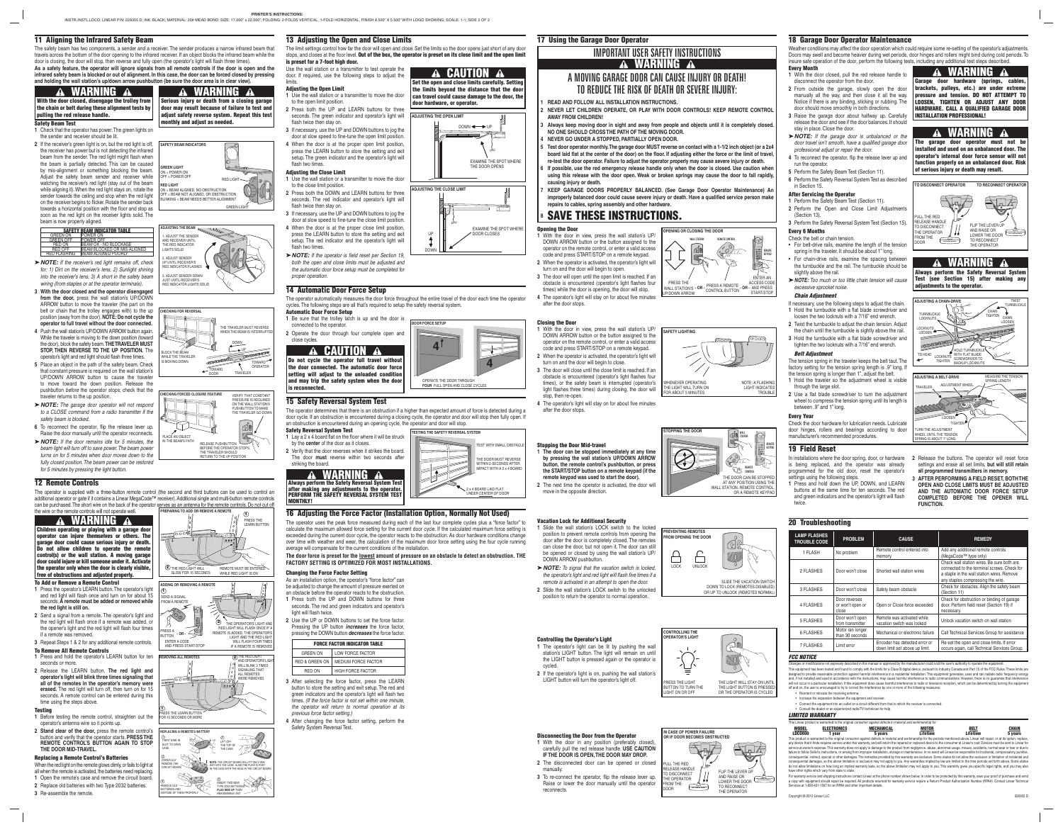## 11 Aligning the Infrared Safety Beam

The safety beam has two components, a sender and a receiver. The sender produces a narrow infrared beam that travels across the bottom of the door opening to the infrared receiver. If an object blocks the infrared beam while the door is closing, the door will stop, then reverse and fully open (the operator's light will flash three times).

**As a safety feature, the operator will ignore signals from all remote controls if the door is open and the infrared safety beam is blocked or out of alignment. In this case, the door can be forced closed by pressing and holding the wall station's up/down arrow pushbutton (be sure the door area is clear in view).**

**⚠ WARNING ⚠**

**With the door closed, disengage the trolley from the chain or belt during these alignment tests by pulling the red release handle.**

**⚠ WARNING ⚠**

**Serious injury or death from a closing garage door may result because of failure to test and adjust safety reverse system. Repeat this test monthly and adjust as needed.**

### Safety Beam Test

1. Check that the operator has power. The green lights on the sender and receiver should be lit.
2. If the receiver's green light is on, but the red light is off, the receiver has power but is not detecting the infrared beam from the sender. The red light might flash when the beam is partially detected. This can be caused by mis-alignment or something blocking the beam. Adjust the safety beam sender and receiver while watching the receiver's red light (stay out of the beam while aligning it). When the red light stays on, rotate the sender towards the ceiling and stop when the red light on the receiver begins to flicker. Rotate the sender back towards a horizontal position with the floor and stop as soon as the red light on the receiver is solid. The beam is now properly aligned.

SAFETY BEAM INDICATORS

GREEN LIGHT
ON = POWER ON
OFF = POWER OFF

RED LIGHT
ON = BEAM ALIGNED, NO OBSTRUCTION
OFF = BEAM NOT ALIGNED, OR OBSTRUCTION
BLINKING = BEAM NEEDS BETTER ALIGNMENT

| SAFETY BEAM INDICATOR TABLE | |
|---|---|
| GREEN ON | POWER ON |
| GREEN OFF | POWER OFF |
| RED ON | BEAM OK - NO BLOCKAGE |
| RED OFF | BEAM BLOCKED OR MIS-ALIGNED |
| RED FLASHING | BEAM ALIGNED POORLY |

ADJUSTING THE BEAM

1. ADJUST THE SENDER AND RECEIVER UNTIL THE RED INDICATOR LIGHTS SOLID
2. ADJUST SENDER UP UNTIL RECEIVER'S RED INDICATOR FLICKERS
3. ADJUST SENDER DOWN JUST UNTIL RECEIVER'S RED INDICATOR LIGHTS SOLID

➤ ***NOTE:*** *If the receiver's red light remains off, check for: 1) Dirt on the receiver's lens. 2) Sunlight shining into the receiver's lens. 3) A short in the receiver's beam wiring (from staples or at the operator terminals).*

3. **With the door closed and the operator disengaged from the door,** press the wall station's UP/DOWN ARROW button to move the traveler (the part on the belt or chain that the trolley engages with) to the up position (away from the door). **NOTE: Do not cycle the operator to full travel without the door connected.**
4. Push the wall station's UP/DOWN ARROW button again. While the traveler is moving to the down position (toward the door), block the safety beam. **THE TRAVELER MUST STOP, THEN REVERSE TO THE UP POSITION.** The operator's light and red light should flash three times.
5. Place an object in the path of the safety beam. Check that constant pressure is required on the wall station's UP/DOWN ARROW button to cause the traveler to move toward the down position. Release the pushbutton *before* the operator stops; check that the traveler returns to the up position.

➤ ***NOTE:*** *The garage door operator will not respond to a CLOSE command from a radio transmitter if the safety beam is blocked.*

6. To reconnect the operator, flip the release lever up. Raise the door manually until the operator reconnects.

➤ ***NOTE:*** *If the door remains idle for 5 minutes, the beam light will turn off to save power. The beam power turns on for 5 minutes when door moves down to the fully closed position. The beam power can be restored for 5 minutes by pressing the light button.*

CHECKING FOR REVERSAL

BLOCK THE BEAM WHILE THE TRAVELER IS MOVING DOWN
THE TRAVELER MUST REVERSE WHEN THE BEAM IS INTERRUPTED
DOWN
UP
TOWARD DOOR
TOWARD OPERATOR
TRAVELER

CHECKING FORCED CLOSURE FEATURE

PLACE AN OBJECT IN THE BEAM'S PATH
VERIFY THAT CONSTANT PRESSURE IS REQUIRED ON THE WALL STATION'S PUSHBUTTON TO MAKE THE TRAVELER GO DOWN
RELEASE PUSHBUTTON BEFORE THE OPERATOR STOPS. THE TRAVELER SHOULD RETURN TO THE UP POSITION

## 12 Remote Controls

The operator is supplied with a three-button remote control (the second and third buttons can be used to control an additional operator or gate if it contains a Linear MegaCode™ receiver). Additional single and multi-button remote controls can be purchased. The short wire on the back of the operator serves as an antenna for the remote controls. Do not cut off the wire or the remote controls will not operate well.

**⚠ WARNING ⚠**

**Children operating or playing with a garage door operator can injure themselves or others. The garage door could cause serious injury or death. Do not allow children to operate the remote control(s) or the wall station. A moving garage door could injure or kill someone under it. Activate the operator only when the door is clearly visible, free of obstructions and adjusted properly.**

### To Add or Remove a Remote Control

1. Press the operator's LEARN button. The operator's light and red light will flash once and turn on for about 15 seconds. **A remote must be added or removed while the red light is still on.**
2. Send a signal from a remote. The operator's light and the red light will flash once if a remote was added, or the opener's light and the red light will flash four times if a remote was removed.
3. Repeat Steps 1 & 2 for any additional remote controls.

### To Remove All Remote Controls

1. Press and hold the operator's LEARN button for ten seconds or more.
2. Release the LEARN button. **The red light and operator's light will blink three times signaling that all of the remotes in the operator's memory were erased.** The red light will turn off, then turn on for 15 seconds. A remote control can be entered during this time using the steps above.

### Testing

1. Before testing the remote control, straighten out the operator's antenna wire so it points up.
2. **Stand clear of the door,** press the remote control's button and verify that the operator starts. **PRESS THE REMOTE CONTROL'S BUTTON AGAIN TO STOP THE DOOR MID-TRAVEL.**

### Replacing a Remote Control's Battery

When the red light on the remote glows dimly or fails to light at all when the remote is activated, the batteries need replacing.

1. Open the remote's case and remove the circuit board.
2. Replace old batteries with two Type 2032 batteries.
3. Re-assemble the remote.

PREPARING TO ADD OR REMOVE A REMOTE

1 PRESS THE LEARN BUTTON
2 THE RED LIGHT WILL GLOW FOR 15 SECONDS
REMOTE MUST BE ENTERED WHILE RED LIGHT IS ON

ADDING OR REMOVING A REMOTE

1 SEND A SIGNAL FROM A REMOTE
PRESS A BUTTON - OR - ENTER A CODE AND PRESS START/STOP
2 THE OPERATOR'S LIGHT AND RED LIGHT WILL FLASH ONCE IF A REMOTE IS ADDED. THE OPERATOR'S LIGHT AND THE RED LIGHT WILL FLASH FOUR TIMES IF A REMOTE IS REMOVED

REMOVING ALL REMOTES

1 PRESS THE LEARN BUTTON FOR 10 SECONDS OR MORE
2 THE RED LIGHT AND OPERATOR'S LIGHT WILL BLINK 3 TIMES SIGNALING THAT ALL REMOTES WERE REMOVED

REPLACING A REMOTE'S BATTERY

1 TWIST COIN IN SLOT TO OPEN CASE
2 LIFT OFF THE TOP OF THE CASE
3 CAREFULLY REMOVE THE CIRCUIT BOARD
NOTE: THE CIRCUIT BOARD WILL FIT ONLY ONE WAY INTO THE CASE. ALIGN THE PLASTIC POST IN THE CASE WITH THE HOLE IN THE CIRCUIT BOARD
4 REMOVE OLD BATTERIES AND DISPOSE OF THEM PROPERLY
5 INSERT TWO NEW TYPE 2032 BATTERIES **PLUS SIDE UP** THEN REASSEMBLE UNIT

## 13 Adjusting the Open and Close Limits

The limit settings control how far the door will open and close. Set the limits so the door opens just short of any door stops, and closes at the floor level. **Out of the box, the operator is preset on its close limit and the open limit is preset for a 7-foot high door.**

Use the wall station or a transmitter to test operate the door. If required, use the following steps to adjust the limits.

**⚠ CAUTION ⚠**

**Set the open and close limits carefully. Setting the limits beyond the distance that the door can travel could cause damage to the door, the door hardware, or operator.**

### Adjusting the Open Limit

1. Use the wall station or a transmitter to move the door to the open limit position.
2. Press both the UP and LEARN buttons for three seconds. The green indicator and operator's light will flash twice then stay on.
3. If necessary, use the UP and DOWN buttons to jog the door at slow speed to fine-tune the open limit position.
4. When the door is at the proper open limit position, press the LEARN button to store the setting and exit setup. The green indicator and the operator's light will flash two times.

ADJUSTING THE OPEN LIMIT
DOWN UP
EXAMINE THE SPOT WHERE THE DOOR OPENS

### Adjusting the Close Limit

1. Use the wall station or a transmitter to move the door to the close limit position.
2. Press both the DOWN and LEARN buttons for three seconds. The red indicator and operator's light will flash twice then stay on.
3. If necessary, use the UP and DOWN buttons to jog the door at slow speed to fine-tune the close limit position.
4. When the door is at the proper close limit position, press the LEARN button to store the setting and exit setup. The red indicator and the operator's light will flash two times.

ADJUSTING THE CLOSE LIMIT
UP
DOWN
EXAMINE THE SPOT WHERE DOOR CLOSES

➤ ***NOTE:*** *If the operator is field reset per Section 19, both the open and close limits must be adjusted and the automatic door force setup must be completed for proper operation.*

## 14 Automatic Door Force Setup

The operator automatically measures the door force throughout the entire travel of the door each time the operator cycles. The following steps are all that's required to setup the safety reversal system.

### Automatic Door Force Setup

1. Be sure that the trolley latch is up and the door is connected to the operator.
2. Operate the door through four complete open and close cycles.

**⚠ CAUTION ⚠**

**Do not cycle the operator full travel without the door connected. The automatic door force setting will adjust to the unloaded condition and may trip the safety system when the door is reconnected.**

DOOR FORCE SETUP
4
4
OPERATE THE DOOR THROUGH **FOUR** FULL OPEN AND CLOSE CYCLES

## 15 Safety Reversal System Test

The operator determines that there is an obstruction if a higher than expected amount of force is detected during a door cycle. If an obstruction is encountered during a closing cycle, the operator and door will stop then fully open. If an obstruction is encountered during an opening cycle, the operator and door will stop.

### Safety Reversal System Test

1. Lay a 2 x 4 board flat on the floor where it will be struck by the **center** of the door as it closes.
2. Verify that the door reverses when it strikes the board. The door **must** reverse within two seconds after striking the board.

**⚠ WARNING ⚠**

**Always perform the Safety Reversal System Test after making any adjustments to the operator. PERFORM THE SAFETY REVERSAL SYSTEM TEST MONTHLY!**

TESTING THE SAFETY REVERSAL SYSTEM
TEST WITH SMALL OBSTACLE
THE DOOR MUST REVERSE WITHIN 2 SECONDS AFTER IMPACT WITH A 2 x 4 BOARD
2 x 4 BOARD LAID FLAT UNDER CENTER OF DOOR

## 16 Adjusting the Force Factor (Installation Option, Normally Not Used)

The operator uses the peak force measured during each of the last four complete cycles plus a "force factor" to calculate the maximum allowed force setting for the current door cycle. If the calculated maximum force setting is exceeded during the current door cycle, the operator reacts to the obstruction. As door hardware conditions change over time with weather and wear, the calculation of the force setting over the last four cycles compensates for the current conditions of the installation.

**The door force is preset for the lowest amount of pressure on an obstacle to detect an obstruction. THE FACTORY SETTING IS OPTIMIZED FOR MOST INSTALLATIONS.**

### Changing the Force Factor Setting

As an installation option, the operator's "force factor" can be adjusted to change the amount of pressure exerted on an obstacle before the operator reacts to the obstruction.

1. Press both the UP and DOWN buttons for three seconds. The red and green indicators and operator's light will flash twice.
2. Use the UP or DOWN buttons to set the force factor. Pressing the UP button ***increases*** the force factor, pressing the DOWN button ***decreases*** the force factor.

| FORCE FACTOR INDICATOR TABLE | |
|---|---|
| GREEN ON | LOW FORCE FACTOR |
| RED & GREEN ON | MEDIUM FORCE FACTOR |
| RED ON | HIGH FORCE FACTOR |

3. After selecting the force factor, press the LEARN button to store the setting and exit setup. The red and green indicators and the operator's light will flash two times. *(If the force factor is not set within one minute, the operator will return to normal operation at its previous force factor setting.)*
4. After changing the force factor setting, perform the Safety System Reversal Test.

## 17 Using the Garage Door Operator

# IMPORTANT USER SAFETY INSTRUCTIONS
## ⚠ WARNING ⚠
## A MOVING GARAGE DOOR CAN CAUSE INJURY OR DEATH! TO REDUCE THE RISK OF DEATH OR SEVERE INJURY:

1. **READ AND FOLLOW ALL INSTALLATION INSTRUCTIONS.**
2. **NEVER LET CHILDREN OPERATE, OR PLAY WITH DOOR CONTROLS! KEEP REMOTE CONTROL AWAY FROM CHILDREN!**
3. **Always keep moving door in sight and away from people and objects until it is completely closed. NO ONE SHOULD CROSS THE PATH OF THE MOVING DOOR.**
4. **NEVER GO UNDER A STOPPED, PARTIALLY OPEN DOOR.**
5. **Test door operator monthly. The garage door MUST reverse on contact with a 1-1/2 inch object (or a 2x4 board laid flat at the center of the door) on the floor. If adjusting either the force or the limit of travel, re-test the door operator. Failure to adjust the operator properly may cause severe injury or death.**
6. **If possible, use the red emergency release handle only when the door is closed. Use caution when using this release with the door open. Weak or broken springs may cause the door to fall rapidly, causing injury or death.**
7. **KEEP GARAGE DOORS PROPERLY BALANCED. (See Garage Door Operator Maintenance) An improperly balanced door could cause severe injury or death. Have a qualified service person make repairs to cables, spring assembly and other hardware.**
8. # SAVE THESE INSTRUCTIONS.

### Opening the Door

1. With the door in view, press the wall station's UP/DOWN ARROW button or the button assigned to the operator on the remote control, or enter a valid access code and press START/STOP on a remote keypad.
2. When the operator is activated, the operator's light will turn on and the door will begin to open.
3. The door will open until the open limit is reached. If an obstacle is encountered (operator's light flashes four times) while the door is opening, the door will stop.
4. The operator's light will stay on for about five minutes after the door stops.

OPENING OR CLOSING THE DOOR
WALL STATION REMOTE CONTROL REMOTE KEYPAD
PRESS THE WALL STATION'S UP/DOWN ARROW - OR - PRESS A REMOTE CONTROL BUTTON - OR - ENTER AN ACCESS CODE AND PRESS START/STOP

### Closing the Door

1. With the door in view, press the wall station's UP/DOWN ARROW button or the button assigned to the operator on the remote control, or enter a valid access code and press START/STOP on a remote keypad.
2. When the operator is activated, the operator's light will turn on and the door will begin to close.
3. The door will close until the close limit is reached. If an obstacle is encountered (operator's light flashes four times), or the safety beam is interrupted (operator's light flashes three times) during closing, the door will stop, then re-open.
4. The operator's light will stay on for about five minutes after the door stops.

SAFETY LIGHTING
WHENEVER OPERATING THE LIGHT WILL TURN ON FOR ABOUT 5 MINUTES
NOTE: A FLASHING LIGHT INDICATES TROUBLE

### Stopping the Door Mid-travel

1. **The door can be stopped immediately at any time by pressing the wall station's UP/DOWN ARROW button, the remote control's pushbutton, or press the START/STOP button on a remote keypad (if the remote keypad was used to start the door).**
2. The next time the operator is activated, the door will move in the opposite direction.

STOPPING THE DOOR
WALL STATION REMOTE KEYPAD REMOTE CONTROL
THE DOOR CAN BE STOPPED AT ANY POSITION USING THE WALL STATION, REMOTE CONTROL OR A REMOTE KEYPAD

### Vacation Lock for Additional Security

1. Slide the wall station's LOCK switch to the locked position to prevent remote controls from opening the door after the door is completely closed. The remotes can close the door, but not open it. The door can still be opened or closed by using the wall station's UP/DOWN ARROW pushbutton.

➤ ***NOTE:*** *To signal that the vacation switch is locked, the operator's light and red light will flash five times if a remote is activated in an attempt to open the door.*

2. Slide the wall station's LOCK switch to the unlocked position to return the operator to normal operation.

PREVENTING REMOTES FROM OPENING THE DOOR
LOCK UNLOCK
SLIDE THE VACATION SWITCH DOWN TO LOCK (REMOTES DISABLED) OR UP TO UNLOCK (REMOTES NORMAL)

### Controlling the Operator's Light

1. The operator's light can be lit by pushing the wall station's LIGHT button. The light will remain on until the LIGHT button is pressed again or the operator is cycled.
2. If the operator's light is on, pushing the wall station's LIGHT button will turn the operator's light off.

CONTROLLING THE OPERATOR'S LIGHT
PRESS THE LIGHT BUTTON TO TURN THE LIGHT ON OR OFF
THE LIGHT WILL STAY ON UNTIL THE LIGHT BUTTON IS PRESSED OR THE OPERATOR IS CYCLED

### Disconnecting the Door from the Operator

1. With the door in any position (preferably closed), carefully pull the red release handle. **USE CAUTION IF THE DOOR IS OPEN, THE DOOR MAY DROP.**
2. The disconnected door can be opened or closed manually.
3. To re-connect the operator, flip the release lever up. Raise or lower the door manually until the operator reconnects.

IN CASE OF POWER FAILURE OR IF DOOR BECOMES OBSTRUCTED
PULL THE RED RELEASE HANDLE TO DISCONNECT THE OPERATOR FROM THE DOOR
FLIP THE LEVER UP AND RAISE OR LOWER THE DOOR TO RECONNECT THE OPERATOR

## 18 Garage Door Operator Maintenance

Weather conditions may affect the door operation which could require some re-setting of the operator's adjustments. Doors may swell and become heavier during wet periods, door hinges and rollers might bind during cold periods. To insure safe operation of the door, perform the following tests, including any additional test steps described.

### Every Month

1. With the door closed, pull the red release handle to disconnect the operator from the door.
2. From outside the garage, slowly open the door manually all the way, and then close it all the way. Notice if there is any binding, sticking or rubbing. The door should move smoothly in both directions.
3. Raise the garage door about halfway up. Carefully release the door and see if the door balances. It should stay in place. Close the door.

➤ ***NOTE:*** *If the garage door is unbalanced or the door travel isn't smooth, have a qualified garage door professional adjust or repair the door.*

4. To reconnect the operator, flip the release lever up and run the operator.
5. Perform the Safety Beam Test (Section 11).
6. Perform the Safety Reversal System Test as described in Section 15.

**⚠ WARNING ⚠**

**Garage door hardware (springs, cables, brackets, pulleys, etc.) are under extreme pressure and tension. DO NOT ATTEMPT TO LOOSEN, TIGHTEN OR ADJUST ANY DOOR HARDWARE. CALL A QUALIFIED GARAGE DOOR INSTALLATION PROFESSIONAL!**

**⚠ WARNING ⚠**

**The garage door operator must not be installed and used on an unbalanced door. The operator's internal door force sensor will not function properly on an unbalanced door. Risk of serious injury or death may result.**

TO DISCONNECT OPERATOR
PULL THE RED RELEASE HANDLE TO DISCONNECT THE OPERATOR FROM THE DOOR
TO RECONNECT OPERATOR
FLIP THE LEVER UP AND RAISE OR LOWER THE DOOR TO RECONNECT THE OPERATOR

### After Servicing the Operator

1. Perform the Safety Beam Test (Section 11).
2. Perform the Open and Close Limit Adjustments (Section 13).
3. Perform the Safety Reversal System Test (Section 15).

**⚠ WARNING ⚠**

**Always perform the Safety Reversal System Test (see Section 15) after making any adjustments to the operator.**

### Every 6 Months

Check the belt or chain tension.

- For belt-drive rails, examine the length of the tension spring in the traveler. It should be about 1" long.
- For chain-drive rails, examine the spacing between the turnbuckle and the rail. The turnbuckle should be slightly above the rail.

➤ ***NOTE:*** *Too much or too little chain tension will cause excessive sprocket noise.*

#### *Chain Adjustment*

If necessary, use the following steps to adjust the chain.

1. Hold the turnbuckle with a flat blade screwdriver and loosen the two locknuts with a 7/16" end wrench.
2. Twist the turnbuckle to adjust the chain tension. Adjust the chain until the turnbuckle is slightly above the rail.
3. Hold the turnbuckle with a flat blade screwdriver and tighten the two locknuts with a 7/16" end wrench.

ADJUSTING A CHAIN-DRIVE
TURNBUCKLE LOCKNUTS
TWIST TURNBUCKLE
CHAIN TIGHTEN
CHAIN LOOSEN
LOCKNUTS LOOSEN
TO HEAD
LOCKNUTS TIGHTEN
HOLD TURNBUCKLE WITH FLAT BLADE SCREWDRIVER TO ADJUST LOCKNUTS

#### *Belt Adjustment*

The tension spring in the traveler keeps the belt taut. The factory setting for the tension spring length is .9" long. If the tension spring is longer than 1", adjust the belt.

1. Hold the traveler so the adjustment wheel is visible through the large slot.
2. Use a flat blade screwdriver to turn the adjustment wheel to compress the tension spring until its length is between .9" and 1" long.

ADJUSTING A BELT-DRIVE
TRAVELER
ADJUSTMENT WHEEL
MEASURE THE TENSION SPRING LENGTH
LOOSEN
TIGHTEN
TURN THE ADJUSTMENT WHEEL UNTIL THE TENSION SPRING IS ABOUT 1" LONG

### Every Year

Check the door hardware for lubrication needs. Lubricate door hinges, rollers and bearings according to door manufacturer's recommended procedures.

## 19 Field Reset

In installations where the door spring, door, or hardware is being replaced, and the operator was already programmed for the old door, reset the operator's settings using the following steps.

1. Press and hold down the UP, DOWN, and LEARN buttons at the same time for ten seconds. The red and green indicators and the operator's light will flash twice.
2. Release the buttons. The operator will reset force settings and erase all set limits, **but will still retain all programmed transmitters in memory.**
3. **AFTER PERFORMING A FIELD RESET, BOTH THE OPEN AND CLOSE LIMITS MUST BE ADJUSTED AND THE AUTOMATIC DOOR FORCE SETUP COMPLETED BEFORE THE OPENER WILL FUNCTION.**

## 20 Troubleshooting

| LAMP FLASHES TROUBLE CODE | PROBLEM | CAUSE | REMEDY |
|---|---|---|---|
| 1 FLASH | No problem | Remote control entered into memory | Add any additional remote controls (MegaCode™ type only) |
| 2 FLASHES | Door won't close | Shorted wall station wires | Check wall station wires. Be sure both are connected to the terminal screws. Check for a staple in the wall station wires. Remove any staples compressing the wire. |
| 3 FLASHES | Door won't close | Safety beam obstacle | Check for obstacles. Align the safety beam (Section 11) |
| 4 FLASHES | Door reverses or won't open or close | Open or Close force exceeded | Check for obstruction or binding of garage door. Perform field reset (Section 19) if necessary. |
| 5 FLASHES | Door won't open from transmitter | Remote was activated while vacation switch was locked | Unlock vacation switch on wall station |
| 6 FLASHES | Motor ran longer than 30 seconds | Mechanical or electronic failure | Call Technical Services Group for assistance |
| 7 FLASHES | Limit error | Encoder has detected error or down limit set above up limit. | Re-set the open and close limits. If error occurs again, call Technical Services Group. |

### *FCC NOTICE*

Changes or modifications not expressly described in this manual or approved by the manufacturer could void the user's authority to operate the equipment.

This equipment has been tested and found to comply with the limits for a Class B digital device, pursuant to Industry Canada and Part 15 of the FCC Rules. These limits are designed to provide reasonable protection against harmful interference in a residential installation. This equipment generates, uses and can radiate radio frequency energy and, if not installed and used in accordance with the instructions, may cause harmful interference to radio communications. However, there is no guarantee that interference will not occur in a particular installation. If this equipment does cause harmful interference to radio or television reception, which can be determined by turning the equipment off and on, the user is encouraged to try to correct the interference by one or more of the following measures:

- Reorient or relocate the receiving antenna.
- Increase the separation between the equipment and receiver.
- Connect the equipment into an outlet on a circuit different from that to which the receiver is connected.
- Consult the dealer or an experienced radio/TV technician for help.

### *LIMITED WARRANTY*

This Linear product is warranted to the original consumer against defects in material and workmanship for:

| MODEL | ELECTRONICS | MECHANICAL | MOTOR | BELT | CHAIN |
|---|---|---|---|---|---|
| LDCO800 | 1 year | 5 years | Lifetime | Lifetime | 5 years |

This product is warranted to the original consumer against defects in material and workmanship for the periods mentioned above. Linear will repair, or at its option, replace, any device that it finds requires service under this warranty, and will return the repaired or replaced device to the consumer at Linear's cost. Devices must be sent to Linear for service at owner's expense. This warranty does not apply to damage to the product from negligence, abuse, abnormal usage, misuse, accidents, normal wear or tear or due to failure to follow Seller's instructions, or arising from improper installation, storage or maintenance. In no event will Linear be responsible for incidental, compensatory, punitive, consequential, indirect, special or other damages. The remedies provided by this warranty are exclusive. Some states do not allow the exclusion or limitation of incidental and consequential damages, so the above limitation or exclusion may not apply to you. Any warranties implied by law are limited to the time periods set forth above. Some states do not allow limitations on how long an implied warranty lasts, so the above limitation may not apply to you. This warranty gives you specific legal rights, and you may also have other rights which vary from state to state.

For warranty service and shipping instructions contact Linear at the phone number shown below. In order to be protected by this warranty, save your proof of purchase and send a copy with equipment should repair be required. All products returned for warranty service require a Return Product Authorization Number (RPA#). Contact Linear Technical Services at 1-800-421-1587 for an RPA# and other important details.

Copyright © 2012 Linear LLC

228055 D